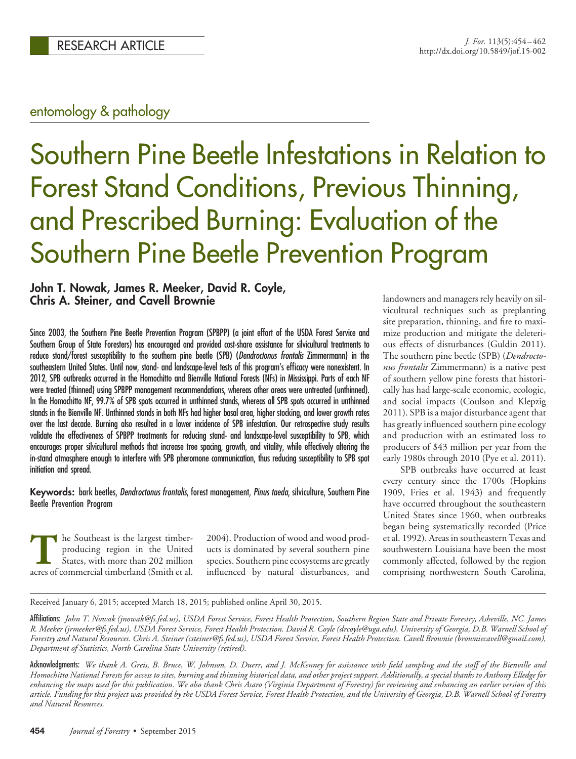RESEARCH ARTICLE

entomology & pathology

# Southern Pine Beetle Infestations in Relation to Forest Stand Conditions, Previous Thinning, and Prescribed Burning: Evaluation of the Southern Pine Beetle Prevention Program

**John T. Nowak, James R. Meeker, David R. Coyle, Chris A. Steiner, and Cavell Brownie**

Since 2003, the Southern Pine Beetle Prevention Program (SPBPP) (a joint effort of the USDA Forest Service and Southern Group of State Foresters) has encouraged and provided cost-share assistance for silvicultural treatments to reduce stand/forest susceptibility to the southern pine beetle (SPB) (*Dendroctonus frontalis* Zimmermann) in the southeastern United States. Until now, stand- and landscape-level tests of this program's efficacy were nonexistent. In 2012, SPB outbreaks occurred in the Homochitto and Bienville National Forests (NFs) in Mississippi. Parts of each NF were treated (thinned) using SPBPP management recommendations, whereas other areas were untreated (unthinned). In the Homochitto NF, 99.7% of SPB spots occurred in unthinned stands, whereas all SPB spots occurred in unthinned stands in the Bienville NF. Unthinned stands in both NFs had higher basal area, higher stocking, and lower growth rates over the last decade. Burning also resulted in a lower incidence of SPB infestation. Our retrospective study results validate the effectiveness of SPBPP treatments for reducing stand- and landscape-level susceptibility to SPB, which encourages proper silvicultural methods that increase tree spacing, growth, and vitality, while effectively altering the in-stand atmosphere enough to interfere with SPB pheromone communication, thus reducing susceptibility to SPB spot initiation and spread.

**Keywords:** bark beetles, *Dendroctonus frontalis*, forest management, *Pinus taeda*, silviculture, Southern Pine Beetle Prevention Program

The Southeast is the largest timber-producing region in the United States, with more than 202 million acres of commercial timberland (Smith et al. 2004). Production of wood and wood products is dominated by several southern pine species. Southern pine ecosystems are greatly influenced by natural disturbances, and landowners and managers rely heavily on silvicultural techniques such as preplanting site preparation, thinning, and fire to maximize production and mitigate the deleterious effects of disturbances (Guldin 2011). The southern pine beetle (SPB) (*Dendroctonus frontalis* Zimmermann) is a native pest of southern yellow pine forests that historically has had large-scale economic, ecologic, and social impacts (Coulson and Klepzig 2011). SPB is a major disturbance agent that has greatly influenced southern pine ecology and production with an estimated loss to producers of $43 million per year from the early 1980s through 2010 (Pye et al. 2011).

SPB outbreaks have occurred at least every century since the 1700s (Hopkins 1909, Fries et al. 1943) and frequently have occurred throughout the southeastern United States since 1960, when outbreaks began being systematically recorded (Price et al. 1992). Areas in southeastern Texas and southwestern Louisiana have been the most commonly affected, followed by the region comprising northwestern South Carolina,

Received January 6, 2015; accepted March 18, 2015; published online April 30, 2015.

Affiliations: *John T. Nowak (jnowak@fs.fed.us), USDA Forest Service, Forest Health Protection, Southern Region State and Private Forestry, Asheville, NC. James R. Meeker (jrmeeker@fs.fed.us), USDA Forest Service, Forest Health Protection. David R. Coyle (drcoyle@uga.edu), University of Georgia, D.B. Warnell School of Forestry and Natural Resources. Chris A. Steiner (csteiner@fs.fed.us), USDA Forest Service, Forest Health Protection. Cavell Brownie (browniecavell@gmail.com), Department of Statistics, North Carolina State University (retired).*

Acknowledgments: *We thank A. Greis, B. Bruce, W. Johnson, D. Duerr, and J. McKenney for assistance with field sampling and the staff of the Bienville and Homochitto National Forests for access to sites, burning and thinning historical data, and other project support. Additionally, a special thanks to Anthony Elledge for enhancing the maps used for this publication. We also thank Chris Asaro (Virginia Department of Forestry) for reviewing and enhancing an earlier version of this article. Funding for this project was provided by the USDA Forest Service, Forest Health Protection, and the University of Georgia, D.B. Warnell School of Forestry and Natural Resources.*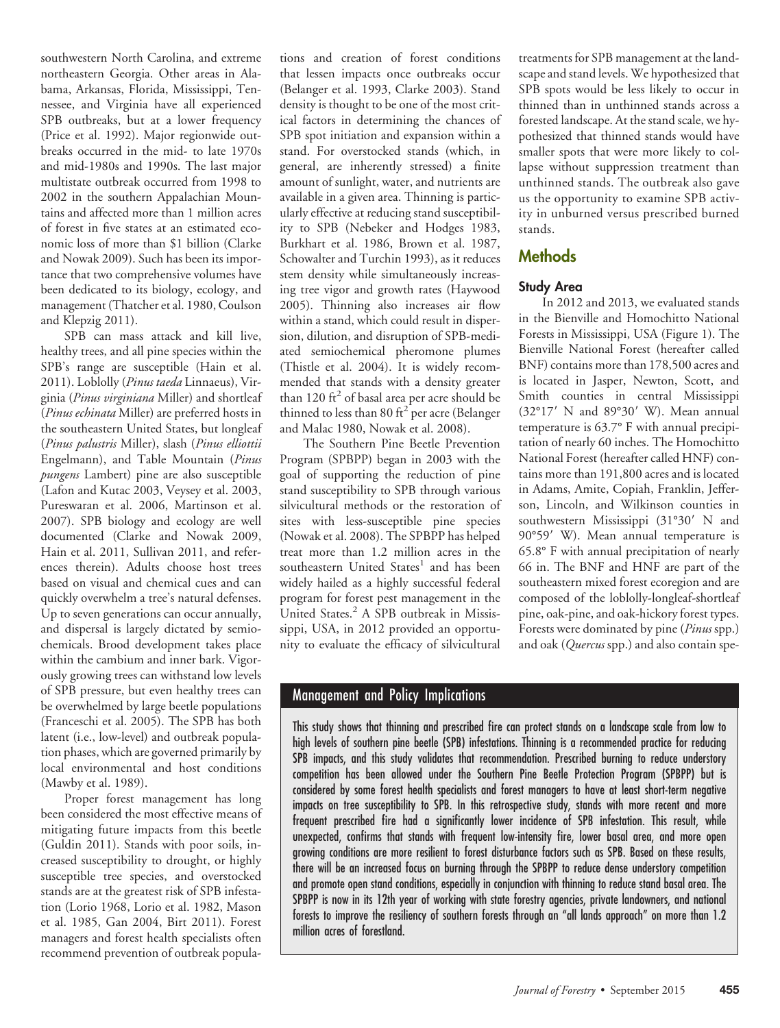southwestern North Carolina, and extreme northeastern Georgia. Other areas in Alabama, Arkansas, Florida, Mississippi, Tennessee, and Virginia have all experienced SPB outbreaks, but at a lower frequency (Price et al. 1992). Major regionwide outbreaks occurred in the mid- to late 1970s and mid-1980s and 1990s. The last major multistate outbreak occurred from 1998 to 2002 in the southern Appalachian Mountains and affected more than 1 million acres of forest in five states at an estimated economic loss of more than $1 billion (Clarke and Nowak 2009). Such has been its importance that two comprehensive volumes have been dedicated to its biology, ecology, and management (Thatcher et al. 1980, Coulson and Klepzig 2011).

SPB can mass attack and kill live, healthy trees, and all pine species within the SPB's range are susceptible (Hain et al. 2011). Loblolly (*Pinus taeda* Linnaeus), Virginia (*Pinus virginiana* Miller) and shortleaf (*Pinus echinata* Miller) are preferred hosts in the southeastern United States, but longleaf (*Pinus palustris* Miller), slash (*Pinus elliottii* Engelmann), and Table Mountain (*Pinus pungens* Lambert) pine are also susceptible (Lafon and Kutac 2003, Veysey et al. 2003, Pureswaran et al. 2006, Martinson et al. 2007). SPB biology and ecology are well documented (Clarke and Nowak 2009, Hain et al. 2011, Sullivan 2011, and references therein). Adults choose host trees based on visual and chemical cues and can quickly overwhelm a tree's natural defenses. Up to seven generations can occur annually, and dispersal is largely dictated by semiochemicals. Brood development takes place within the cambium and inner bark. Vigorously growing trees can withstand low levels of SPB pressure, but even healthy trees can be overwhelmed by large beetle populations (Franceschi et al. 2005). The SPB has both latent (i.e., low-level) and outbreak population phases, which are governed primarily by local environmental and host conditions (Mawby et al. 1989).

Proper forest management has long been considered the most effective means of mitigating future impacts from this beetle (Guldin 2011). Stands with poor soils, increased susceptibility to drought, or highly susceptible tree species, and overstocked stands are at the greatest risk of SPB infestation (Lorio 1968, Lorio et al. 1982, Mason et al. 1985, Gan 2004, Birt 2011). Forest managers and forest health specialists often recommend prevention of outbreak populations and creation of forest conditions that lessen impacts once outbreaks occur (Belanger et al. 1993, Clarke 2003). Stand density is thought to be one of the most critical factors in determining the chances of SPB spot initiation and expansion within a stand. For overstocked stands (which, in general, are inherently stressed) a finite amount of sunlight, water, and nutrients are available in a given area. Thinning is particularly effective at reducing stand susceptibility to SPB (Nebeker and Hodges 1983, Burkhart et al. 1986, Brown et al. 1987, Schowalter and Turchin 1993), as it reduces stem density while simultaneously increasing tree vigor and growth rates (Haywood 2005). Thinning also increases air flow within a stand, which could result in dispersion, dilution, and disruption of SPB-mediated semiochemical pheromone plumes (Thistle et al. 2004). It is widely recommended that stands with a density greater than 120 $ft^2$ of basal area per acre should be thinned to less than 80 $ft^2$ per acre (Belanger and Malac 1980, Nowak et al. 2008).

The Southern Pine Beetle Prevention Program (SPBPP) began in 2003 with the goal of supporting the reduction of pine stand susceptibility to SPB through various silvicultural methods or the restoration of sites with less-susceptible pine species (Nowak et al. 2008). The SPBPP has helped treat more than 1.2 million acres in the southeastern United States[1] and has been widely hailed as a highly successful federal program for forest pest management in the United States.[2] A SPB outbreak in Mississippi, USA, in 2012 provided an opportunity to evaluate the efficacy of silvicultural treatments for SPB management at the landscape and stand levels. We hypothesized that SPB spots would be less likely to occur in thinned than in unthinned stands across a forested landscape. At the stand scale, we hypothesized that thinned stands would have smaller spots that were more likely to collapse without suppression treatment than unthinned stands. The outbreak also gave us the opportunity to examine SPB activity in unburned versus prescribed burned stands.

## Methods

### Study Area

In 2012 and 2013, we evaluated stands in the Bienville and Homochitto National Forests in Mississippi, USA (Figure 1). The Bienville National Forest (hereafter called BNF) contains more than 178,500 acres and is located in Jasper, Newton, Scott, and Smith counties in central Mississippi (32°17′ N and 89°30′ W). Mean annual temperature is 63.7° F with annual precipitation of nearly 60 inches. The Homochitto National Forest (hereafter called HNF) contains more than 191,800 acres and is located in Adams, Amite, Copiah, Franklin, Jefferson, Lincoln, and Wilkinson counties in southwestern Mississippi (31°30′ N and 90°59′ W). Mean annual temperature is 65.8° F with annual precipitation of nearly 66 in. The BNF and HNF are part of the southeastern mixed forest ecoregion and are composed of the loblolly-longleaf-shortleaf pine, oak-pine, and oak-hickory forest types. Forests were dominated by pine (*Pinus* spp.) and oak (*Quercus* spp.) and also contain spe-

## Management and Policy Implications

This study shows that thinning and prescribed fire can protect stands on a landscape scale from low to high levels of southern pine beetle (SPB) infestations. Thinning is a recommended practice for reducing SPB impacts, and this study validates that recommendation. Prescribed burning to reduce understory competition has been allowed under the Southern Pine Beetle Protection Program (SPBPP) but is considered by some forest health specialists and forest managers to have at least short-term negative impacts on tree susceptibility to SPB. In this retrospective study, stands with more recent and more frequent prescribed fire had a significantly lower incidence of SPB infestation. This result, while unexpected, confirms that stands with frequent low-intensity fire, lower basal area, and more open growing conditions are more resilient to forest disturbance factors such as SPB. Based on these results, there will be an increased focus on burning through the SPBPP to reduce dense understory competition and promote open stand conditions, especially in conjunction with thinning to reduce stand basal area. The SPBPP is now in its 12th year of working with state forestry agencies, private landowners, and national forests to improve the resiliency of southern forests through an "all lands approach" on more than 1.2 million acres of forestland.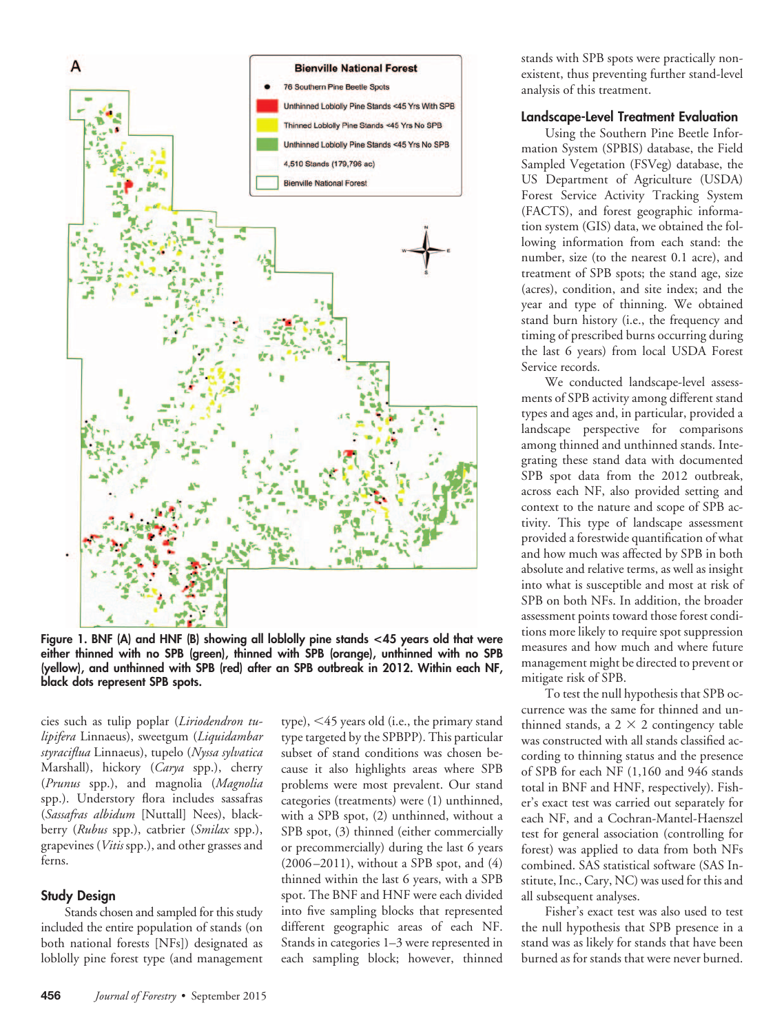Figure 1. BNF (A) and HNF (B) showing all loblolly pine stands <45 years old that were either thinned with no SPB (green), thinned with SPB (orange), unthinned with no SPB (yellow), and unthinned with SPB (red) after an SPB outbreak in 2012. Within each NF, black dots represent SPB spots.

cies such as tulip poplar (*Liriodendron tulipifera* Linnaeus), sweetgum (*Liquidambar styraciflua* Linnaeus), tupelo (*Nyssa sylvatica* Marshall), hickory (*Carya* spp.), cherry (*Prunus* spp.), and magnolia (*Magnolia* spp.). Understory flora includes sassafras (*Sassafras albidum* [Nuttall] Nees), blackberry (*Rubus* spp.), catbrier (*Smilax* spp.), grapevines (*Vitis* spp.), and other grasses and ferns.

## Study Design

Stands chosen and sampled for this study included the entire population of stands (on both national forests [NFs]) designated as loblolly pine forest type (and management type), <45 years old (i.e., the primary stand type targeted by the SPBPP). This particular subset of stand conditions was chosen because it also highlights areas where SPB problems were most prevalent. Our stand categories (treatments) were (1) unthinned, with a SPB spot, (2) unthinned, without a SPB spot, (3) thinned (either commercially or precommercially) during the last 6 years (2006–2011), without a SPB spot, and (4) thinned within the last 6 years, with a SPB spot. The BNF and HNF were each divided into five sampling blocks that represented different geographic areas of each NF. Stands in categories 1–3 were represented in each sampling block; however, thinned stands with SPB spots were practically nonexistent, thus preventing further stand-level analysis of this treatment.

## Landscape-Level Treatment Evaluation

Using the Southern Pine Beetle Information System (SPBIS) database, the Field Sampled Vegetation (FSVeg) database, the US Department of Agriculture (USDA) Forest Service Activity Tracking System (FACTS), and forest geographic information system (GIS) data, we obtained the following information from each stand: the number, size (to the nearest 0.1 acre), and treatment of SPB spots; the stand age, size (acres), condition, and site index; and the year and type of thinning. We obtained stand burn history (i.e., the frequency and timing of prescribed burns occurring during the last 6 years) from local USDA Forest Service records.

We conducted landscape-level assessments of SPB activity among different stand types and ages and, in particular, provided a landscape perspective for comparisons among thinned and unthinned stands. Integrating these stand data with documented SPB spot data from the 2012 outbreak, across each NF, also provided setting and context to the nature and scope of SPB activity. This type of landscape assessment provided a forestwide quantification of what and how much was affected by SPB in both absolute and relative terms, as well as insight into what is susceptible and most at risk of SPB on both NFs. In addition, the broader assessment points toward those forest conditions more likely to require spot suppression measures and how much and where future management might be directed to prevent or mitigate risk of SPB.

To test the null hypothesis that SPB occurrence was the same for thinned and unthinned stands, a $2 \times 2$ contingency table was constructed with all stands classified according to thinning status and the presence of SPB for each NF (1,160 and 946 stands total in BNF and HNF, respectively). Fisher's exact test was carried out separately for each NF, and a Cochran-Mantel-Haenszel test for general association (controlling for forest) was applied to data from both NFs combined. SAS statistical software (SAS Institute, Inc., Cary, NC) was used for this and all subsequent analyses.

Fisher's exact test was also used to test the null hypothesis that SPB presence in a stand was as likely for stands that have been burned as for stands that were never burned.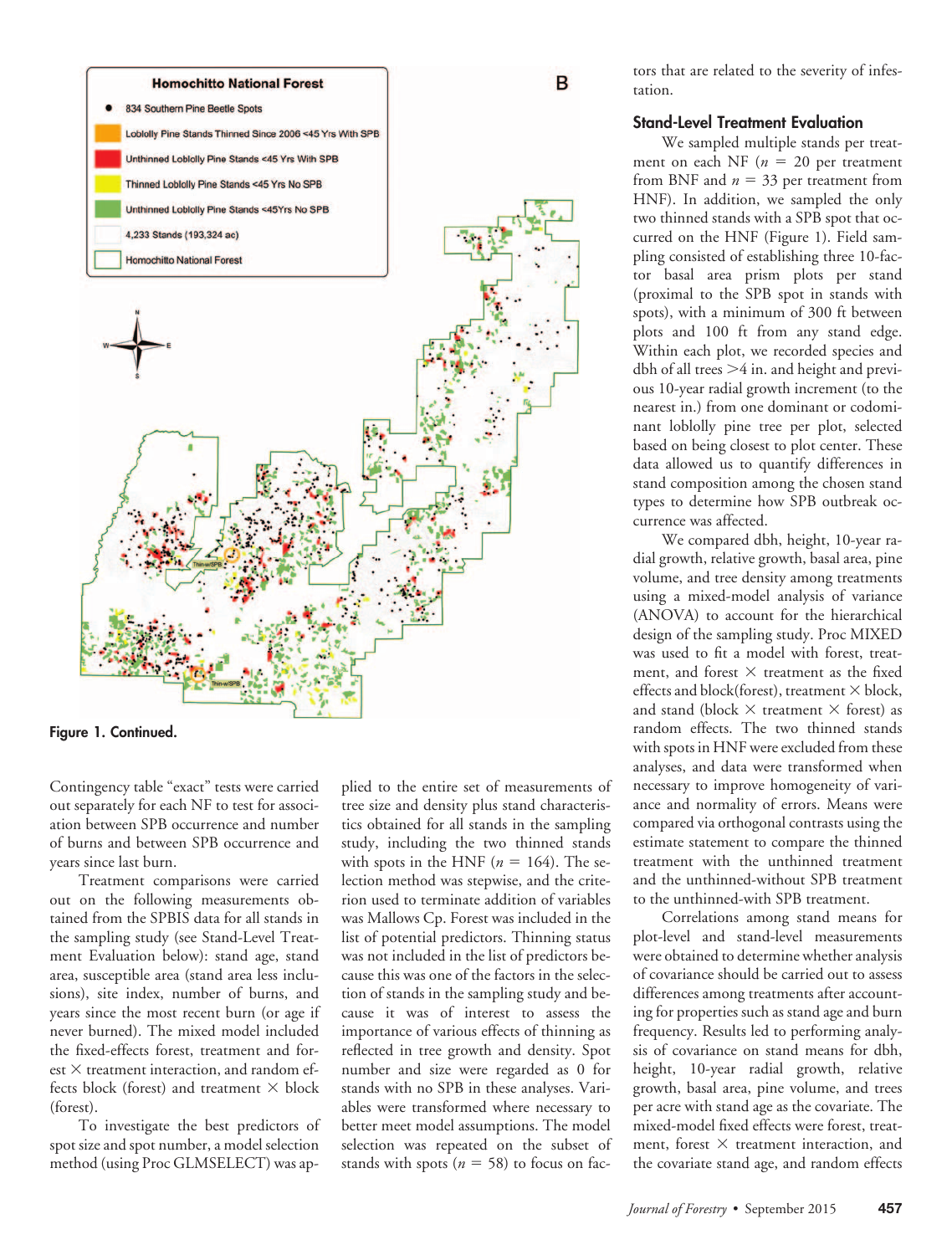Figure 1. Continued.

Contingency table "exact" tests were carried out separately for each NF to test for association between SPB occurrence and number of burns and between SPB occurrence and years since last burn.

Treatment comparisons were carried out on the following measurements obtained from the SPBIS data for all stands in the sampling study (see Stand-Level Treatment Evaluation below): stand age, stand area, susceptible area (stand area less inclusions), site index, number of burns, and years since the most recent burn (or age if never burned). The mixed model included the fixed-effects forest, treatment and forest × treatment interaction, and random effects block (forest) and treatment × block (forest).

To investigate the best predictors of spot size and spot number, a model selection method (using Proc GLMSELECT) was applied to the entire set of measurements of tree size and density plus stand characteristics obtained for all stands in the sampling study, including the two thinned stands with spots in the HNF ($n = 164$). The selection method was stepwise, and the criterion used to terminate addition of variables was Mallows Cp. Forest was included in the list of potential predictors. Thinning status was not included in the list of predictors because this was one of the factors in the selection of stands in the sampling study and because it was of interest to assess the importance of various effects of thinning as reflected in tree growth and density. Spot number and size were regarded as 0 for stands with no SPB in these analyses. Variables were transformed where necessary to better meet model assumptions. The model selection was repeated on the subset of stands with spots ($n = 58$) to focus on factors that are related to the severity of infestation.

### Stand-Level Treatment Evaluation

We sampled multiple stands per treatment on each NF ($n = 20$ per treatment from BNF and $n = 33$ per treatment from HNF). In addition, we sampled the only two thinned stands with a SPB spot that occurred on the HNF (Figure 1). Field sampling consisted of establishing three 10-factor basal area prism plots per stand (proximal to the SPB spot in stands with spots), with a minimum of 300 ft between plots and 100 ft from any stand edge. Within each plot, we recorded species and dbh of all trees >4 in. and height and previous 10-year radial growth increment (to the nearest in.) from one dominant or codominant loblolly pine tree per plot, selected based on being closest to plot center. These data allowed us to quantify differences in stand composition among the chosen stand types to determine how SPB outbreak occurrence was affected.

We compared dbh, height, 10-year radial growth, relative growth, basal area, pine volume, and tree density among treatments using a mixed-model analysis of variance (ANOVA) to account for the hierarchical design of the sampling study. Proc MIXED was used to fit a model with forest, treatment, and forest × treatment as the fixed effects and block(forest), treatment × block, and stand (block × treatment × forest) as random effects. The two thinned stands with spots in HNF were excluded from these analyses, and data were transformed when necessary to improve homogeneity of variance and normality of errors. Means were compared via orthogonal contrasts using the estimate statement to compare the thinned treatment with the unthinned treatment and the unthinned-without SPB treatment to the unthinned-with SPB treatment.

Correlations among stand means for plot-level and stand-level measurements were obtained to determine whether analysis of covariance should be carried out to assess differences among treatments after accounting for properties such as stand age and burn frequency. Results led to performing analysis of covariance on stand means for dbh, height, 10-year radial growth, relative growth, basal area, pine volume, and trees per acre with stand age as the covariate. The mixed-model fixed effects were forest, treatment, forest × treatment interaction, and the covariate stand age, and random effects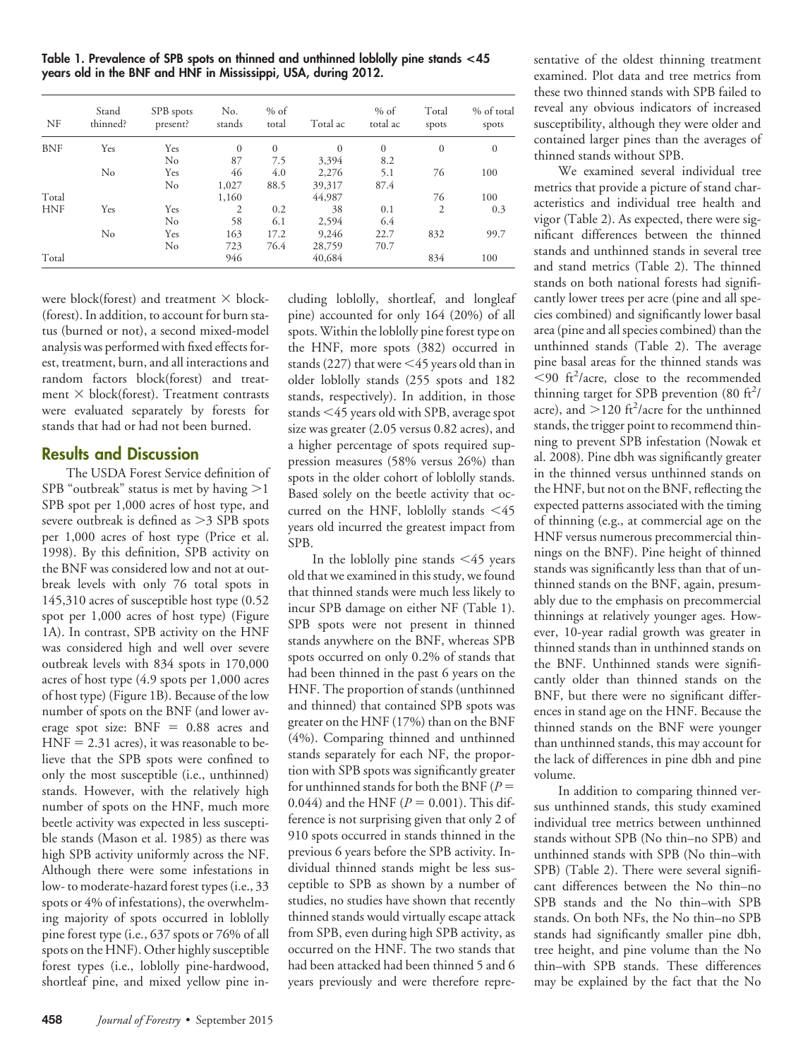**Table 1. Prevalence of SPB spots on thinned and unthinned loblolly pine stands <45 years old in the BNF and HNF in Mississippi, USA, during 2012.**

| NF | Stand thinned? | SPB spots present? | No. stands | % of total | Total ac | % of total ac | Total spots | % of total spots |
|---|---|---|---|---|---|---|---|---|
| BNF | Yes | Yes | 0 | 0 | 0 | 0 | 0 | 0 |
| | | No | 87 | 7.5 | 3,394 | 8.2 | | |
| | No | Yes | 46 | 4.0 | 2,276 | 5.1 | 76 | 100 |
| | | No | 1,027 | 88.5 | 39,317 | 87.4 | | |
| Total | | | 1,160 | | 44,987 | | 76 | 100 |
| HNF | Yes | Yes | 2 | 0.2 | 38 | 0.1 | 2 | 0.3 |
| | | No | 58 | 6.1 | 2,594 | 6.4 | | |
| | No | Yes | 163 | 17.2 | 9,246 | 22.7 | 832 | 99.7 |
| | | No | 723 | 76.4 | 28,759 | 70.7 | | |
| Total | | | 946 | | 40,684 | | 834 | 100 |

were block(forest) and treatment × block(forest). In addition, to account for burn status (burned or not), a second mixed-model analysis was performed with fixed effects forest, treatment, burn, and all interactions and random factors block(forest) and treatment × block(forest). Treatment contrasts were evaluated separately by forests for stands that had or had not been burned.

## Results and Discussion

The USDA Forest Service definition of SPB "outbreak" status is met by having >1 SPB spot per 1,000 acres of host type, and severe outbreak is defined as >3 SPB spots per 1,000 acres of host type (Price et al. 1998). By this definition, SPB activity on the BNF was considered low and not at outbreak levels with only 76 total spots in 145,310 acres of susceptible host type (0.52 spot per 1,000 acres of host type) (Figure 1A). In contrast, SPB activity on the HNF was considered high and well over severe outbreak levels with 834 spots in 170,000 acres of host type (4.9 spots per 1,000 acres of host type) (Figure 1B). Because of the low number of spots on the BNF (and lower average spot size: BNF = 0.88 acres and HNF = 2.31 acres), it was reasonable to believe that the SPB spots were confined to only the most susceptible (i.e., unthinned) stands. However, with the relatively high number of spots on the HNF, much more beetle activity was expected in less susceptible stands (Mason et al. 1985) as there was high SPB activity uniformly across the NF. Although there were some infestations in low- to moderate-hazard forest types (i.e., 33 spots or 4% of infestations), the overwhelming majority of spots occurred in loblolly pine forest type (i.e., 637 spots or 76% of all spots on the HNF). Other highly susceptible forest types (i.e., loblolly pine-hardwood, shortleaf pine, and mixed yellow pine including loblolly, shortleaf, and longleaf pine) accounted for only 164 (20%) of all spots. Within the loblolly pine forest type on the HNF, more spots (382) occurred in stands (227) that were <45 years old than in older loblolly stands (255 spots and 182 stands, respectively). In addition, in those stands <45 years old with SPB, average spot size was greater (2.05 versus 0.82 acres), and a higher percentage of spots required suppression measures (58% versus 26%) than spots in the older cohort of loblolly stands. Based solely on the beetle activity that occurred on the HNF, loblolly stands <45 years old incurred the greatest impact from SPB.

In the loblolly pine stands <45 years old that we examined in this study, we found that thinned stands were much less likely to incur SPB damage on either NF (Table 1). SPB spots were not present in thinned stands anywhere on the BNF, whereas SPB spots occurred on only 0.2% of stands that had been thinned in the past 6 years on the HNF. The proportion of stands (unthinned and thinned) that contained SPB spots was greater on the HNF (17%) than on the BNF (4%). Comparing thinned and unthinned stands separately for each NF, the proportion with SPB spots was significantly greater for unthinned stands for both the BNF ($P =$ 0.044) and the HNF ($P = 0.001$). This difference is not surprising given that only 2 of 910 spots occurred in stands thinned in the previous 6 years before the SPB activity. Individual thinned stands might be less susceptible to SPB as shown by a number of studies, no studies have shown that recently thinned stands would virtually escape attack from SPB, even during high SPB activity, as occurred on the HNF. The two stands that had been attacked had been thinned 5 and 6 years previously and were therefore representative of the oldest thinning treatment examined. Plot data and tree metrics from these two thinned stands with SPB failed to reveal any obvious indicators of increased susceptibility, although they were older and contained larger pines than the averages of thinned stands without SPB.

We examined several individual tree metrics that provide a picture of stand characteristics and individual tree health and vigor (Table 2). As expected, there were significant differences between the thinned stands and unthinned stands in several tree and stand metrics (Table 2). The thinned stands on both national forests had significantly lower trees per acre (pine and all species combined) and significantly lower basal area (pine and all species combined) than the unthinned stands (Table 2). The average pine basal areas for the thinned stands was <90 ft$^2$/acre, close to the recommended thinning target for SPB prevention (80 ft$^2$/acre), and >120 ft$^2$/acre for the unthinned stands, the trigger point to recommend thinning to prevent SPB infestation (Nowak et al. 2008). Pine dbh was significantly greater in the thinned versus unthinned stands on the HNF, but not on the BNF, reflecting the expected patterns associated with the timing of thinning (e.g., at commercial age on the HNF versus numerous precommercial thinnings on the BNF). Pine height of thinned stands was significantly less than that of unthinned stands on the BNF, again, presumably due to the emphasis on precommercial thinnings at relatively younger ages. However, 10-year radial growth was greater in thinned stands than in unthinned stands on the BNF. Unthinned stands were significantly older than thinned stands on the BNF, but there were no significant differences in stand age on the HNF. Because the thinned stands on the BNF were younger than unthinned stands, this may account for the lack of differences in pine dbh and pine volume.

In addition to comparing thinned versus unthinned stands, this study examined individual tree metrics between unthinned stands without SPB (No thin–no SPB) and unthinned stands with SPB (No thin–with SPB) (Table 2). There were several significant differences between the No thin–no SPB stands and the No thin–with SPB stands. On both NFs, the No thin–no SPB stands had significantly smaller pine dbh, tree height, and pine volume than the No thin–with SPB stands. These differences may be explained by the fact that the No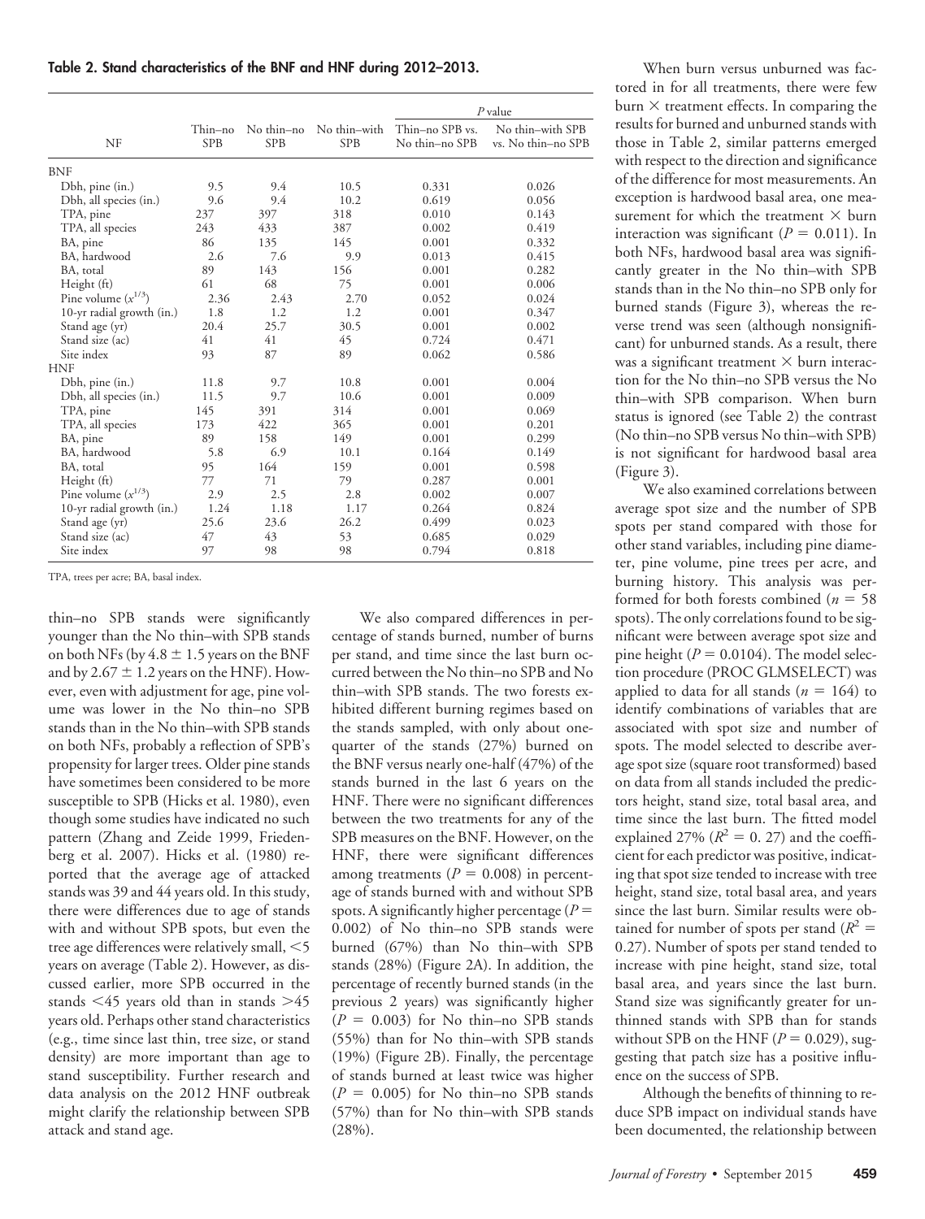**Table 2. Stand characteristics of the BNF and HNF during 2012–2013.**

| NF | Thin–no SPB | No thin–no SPB | No thin–with SPB | *P* value | |
|---|---|---|---|---|---|
| | | | | Thin–no SPB vs. No thin–no SPB | No thin–with SPB vs. No thin–no SPB |
| BNF | | | | | |
| Dbh, pine (in.) | 9.5 | 9.4 | 10.5 | 0.331 | 0.026 |
| Dbh, all species (in.) | 9.6 | 9.4 | 10.2 | 0.619 | 0.056 |
| TPA, pine | 237 | 397 | 318 | 0.010 | 0.143 |
| TPA, all species | 243 | 433 | 387 | 0.002 | 0.419 |
| BA, pine | 86 | 135 | 145 | 0.001 | 0.332 |
| BA, hardwood | 2.6 | 7.6 | 9.9 | 0.013 | 0.415 |
| BA, total | 89 | 143 | 156 | 0.001 | 0.282 |
| Height (ft) | 61 | 68 | 75 | 0.001 | 0.006 |
| Pine volume ($x^{1/3}$) | 2.36 | 2.43 | 2.70 | 0.052 | 0.024 |
| 10-yr radial growth (in.) | 1.8 | 1.2 | 1.2 | 0.001 | 0.347 |
| Stand age (yr) | 20.4 | 25.7 | 30.5 | 0.001 | 0.002 |
| Stand size (ac) | 41 | 41 | 45 | 0.724 | 0.471 |
| Site index | 93 | 87 | 89 | 0.062 | 0.586 |
| HNF | | | | | |
| Dbh, pine (in.) | 11.8 | 9.7 | 10.8 | 0.001 | 0.004 |
| Dbh, all species (in.) | 11.5 | 9.7 | 10.6 | 0.001 | 0.009 |
| TPA, pine | 145 | 391 | 314 | 0.001 | 0.069 |
| TPA, all species | 173 | 422 | 365 | 0.001 | 0.201 |
| BA, pine | 89 | 158 | 149 | 0.001 | 0.299 |
| BA, hardwood | 5.8 | 6.9 | 10.1 | 0.164 | 0.149 |
| BA, total | 95 | 164 | 159 | 0.001 | 0.598 |
| Height (ft) | 77 | 71 | 79 | 0.287 | 0.001 |
| Pine volume ($x^{1/3}$) | 2.9 | 2.5 | 2.8 | 0.002 | 0.007 |
| 10-yr radial growth (in.) | 1.24 | 1.18 | 1.17 | 0.264 | 0.824 |
| Stand age (yr) | 25.6 | 23.6 | 26.2 | 0.499 | 0.023 |
| Stand size (ac) | 47 | 43 | 53 | 0.685 | 0.029 |
| Site index | 97 | 98 | 98 | 0.794 | 0.818 |

TPA, trees per acre; BA, basal index.

thin–no SPB stands were significantly younger than the No thin–with SPB stands on both NFs (by 4.8 ± 1.5 years on the BNF and by 2.67 ± 1.2 years on the HNF). However, even with adjustment for age, pine volume was lower in the No thin–no SPB stands than in the No thin–with SPB stands on both NFs, probably a reflection of SPB's propensity for larger trees. Older pine stands have sometimes been considered to be more susceptible to SPB (Hicks et al. 1980), even though some studies have indicated no such pattern (Zhang and Zeide 1999, Friedenberg et al. 2007). Hicks et al. (1980) reported that the average age of attacked stands was 39 and 44 years old. In this study, there were differences due to age of stands with and without SPB spots, but even the tree age differences were relatively small, <5 years on average (Table 2). However, as discussed earlier, more SPB occurred in the stands <45 years old than in stands >45 years old. Perhaps other stand characteristics (e.g., time since last thin, tree size, or stand density) are more important than age to stand susceptibility. Further research and data analysis on the 2012 HNF outbreak might clarify the relationship between SPB attack and stand age.

We also compared differences in percentage of stands burned, number of burns per stand, and time since the last burn occurred between the No thin–no SPB and No thin–with SPB stands. The two forests exhibited different burning regimes based on the stands sampled, with only about one-quarter of the stands (27%) burned on the BNF versus nearly one-half (47%) of the stands burned in the last 6 years on the HNF. There were no significant differences between the two treatments for any of the SPB measures on the BNF. However, on the HNF, there were significant differences among treatments ($P = 0.008$) in percentage of stands burned with and without SPB spots. A significantly higher percentage ($P = 0.002$) of No thin–no SPB stands were burned (67%) than No thin–with SPB stands (28%) (Figure 2A). In addition, the percentage of recently burned stands (in the previous 2 years) was significantly higher ($P = 0.003$) for No thin–no SPB stands (55%) than for No thin–with SPB stands (19%) (Figure 2B). Finally, the percentage of stands burned at least twice was higher ($P = 0.005$) for No thin–no SPB stands (57%) than for No thin–with SPB stands (28%).

When burn versus unburned was factored in for all treatments, there were few burn × treatment effects. In comparing the results for burned and unburned stands with those in Table 2, similar patterns emerged with respect to the direction and significance of the difference for most measurements. An exception is hardwood basal area, one measurement for which the treatment × burn interaction was significant ($P = 0.011$). In both NFs, hardwood basal area was significantly greater in the No thin–with SPB stands than in the No thin–no SPB only for burned stands (Figure 3), whereas the reverse trend was seen (although nonsignificant) for unburned stands. As a result, there was a significant treatment × burn interaction for the No thin–no SPB versus the No thin–with SPB comparison. When burn status is ignored (see Table 2) the contrast (No thin–no SPB versus No thin–with SPB) is not significant for hardwood basal area (Figure 3).

We also examined correlations between average spot size and the number of SPB spots per stand compared with those for other stand variables, including pine diameter, pine volume, pine trees per acre, and burning history. This analysis was performed for both forests combined ($n = 58$ spots). The only correlations found to be significant were between average spot size and pine height ($P = 0.0104$). The model selection procedure (PROC GLMSELECT) was applied to data for all stands ($n = 164$) to identify combinations of variables that are associated with spot size and number of spots. The model selected to describe average spot size (square root transformed) based on data from all stands included the predictors height, stand size, total basal area, and time since the last burn. The fitted model explained 27% ($R^2 = 0.27$) and the coefficient for each predictor was positive, indicating that spot size tended to increase with tree height, stand size, total basal area, and years since the last burn. Similar results were obtained for number of spots per stand ($R^2 = 0.27$). Number of spots per stand tended to increase with pine height, stand size, total basal area, and years since the last burn. Stand size was significantly greater for unthinned stands with SPB than for stands without SPB on the HNF ($P = 0.029$), suggesting that patch size has a positive influence on the success of SPB.

Although the benefits of thinning to reduce SPB impact on individual stands have been documented, the relationship between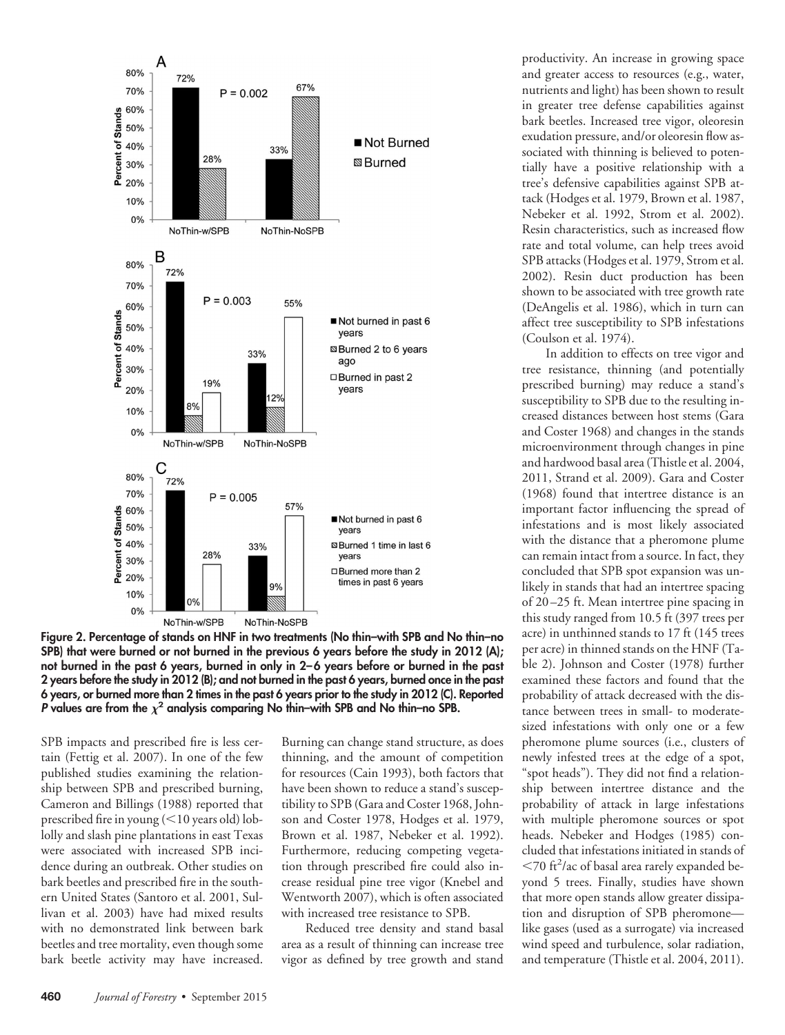Figure 2. Percentage of stands on HNF in two treatments (No thin–with SPB and No thin–no SPB) that were burned or not burned in the previous 6 years before the study in 2012 (A); not burned in the past 6 years, burned in only in 2–6 years before or burned in the past 2 years before the study in 2012 (B); and not burned in the past 6 years, burned once in the past 6 years, or burned more than 2 times in the past 6 years prior to the study in 2012 (C). Reported $P$ values are from the $\chi^2$ analysis comparing No thin–with SPB and No thin–no SPB.

SPB impacts and prescribed fire is less certain (Fettig et al. 2007). In one of the few published studies examining the relationship between SPB and prescribed burning, Cameron and Billings (1988) reported that prescribed fire in young (<10 years old) loblolly and slash pine plantations in east Texas were associated with increased SPB incidence during an outbreak. Other studies on bark beetles and prescribed fire in the southern United States (Santoro et al. 2001, Sullivan et al. 2003) have had mixed results with no demonstrated link between bark beetles and tree mortality, even though some bark beetle activity may have increased. Burning can change stand structure, as does thinning, and the amount of competition for resources (Cain 1993), both factors that have been shown to reduce a stand's susceptibility to SPB (Gara and Coster 1968, Johnson and Coster 1978, Hodges et al. 1979, Brown et al. 1987, Nebeker et al. 1992). Furthermore, reducing competing vegetation through prescribed fire could also increase residual pine tree vigor (Knebel and Wentworth 2007), which is often associated with increased tree resistance to SPB.

Reduced tree density and stand basal area as a result of thinning can increase tree vigor as defined by tree growth and stand productivity. An increase in growing space and greater access to resources (e.g., water, nutrients and light) has been shown to result in greater tree defense capabilities against bark beetles. Increased tree vigor, oleoresin exudation pressure, and/or oleoresin flow associated with thinning is believed to potentially have a positive relationship with a tree's defensive capabilities against SPB attack (Hodges et al. 1979, Brown et al. 1987, Nebeker et al. 1992, Strom et al. 2002). Resin characteristics, such as increased flow rate and total volume, can help trees avoid SPB attacks (Hodges et al. 1979, Strom et al. 2002). Resin duct production has been shown to be associated with tree growth rate (DeAngelis et al. 1986), which in turn can affect tree susceptibility to SPB infestations (Coulson et al. 1974).

In addition to effects on tree vigor and tree resistance, thinning (and potentially prescribed burning) may reduce a stand's susceptibility to SPB due to the resulting increased distances between host stems (Gara and Coster 1968) and changes in the stands microenvironment through changes in pine and hardwood basal area (Thistle et al. 2004, 2011, Strand et al. 2009). Gara and Coster (1968) found that intertree distance is an important factor influencing the spread of infestations and is most likely associated with the distance that a pheromone plume can remain intact from a source. In fact, they concluded that SPB spot expansion was unlikely in stands that had an intertree spacing of 20–25 ft. Mean intertree pine spacing in this study ranged from 10.5 ft (397 trees per acre) in unthinned stands to 17 ft (145 trees per acre) in thinned stands on the HNF (Table 2). Johnson and Coster (1978) further examined these factors and found that the probability of attack decreased with the distance between trees in small- to moderate-sized infestations with only one or a few pheromone plume sources (i.e., clusters of newly infested trees at the edge of a spot, "spot heads"). They did not find a relationship between intertree distance and the probability of attack in large infestations with multiple pheromone sources or spot heads. Nebeker and Hodges (1985) concluded that infestations initiated in stands of <70 ft$^2$/ac of basal area rarely expanded beyond 5 trees. Finally, studies have shown that more open stands allow greater dissipation and disruption of SPB pheromone—like gases (used as a surrogate) via increased wind speed and turbulence, solar radiation, and temperature (Thistle et al. 2004, 2011).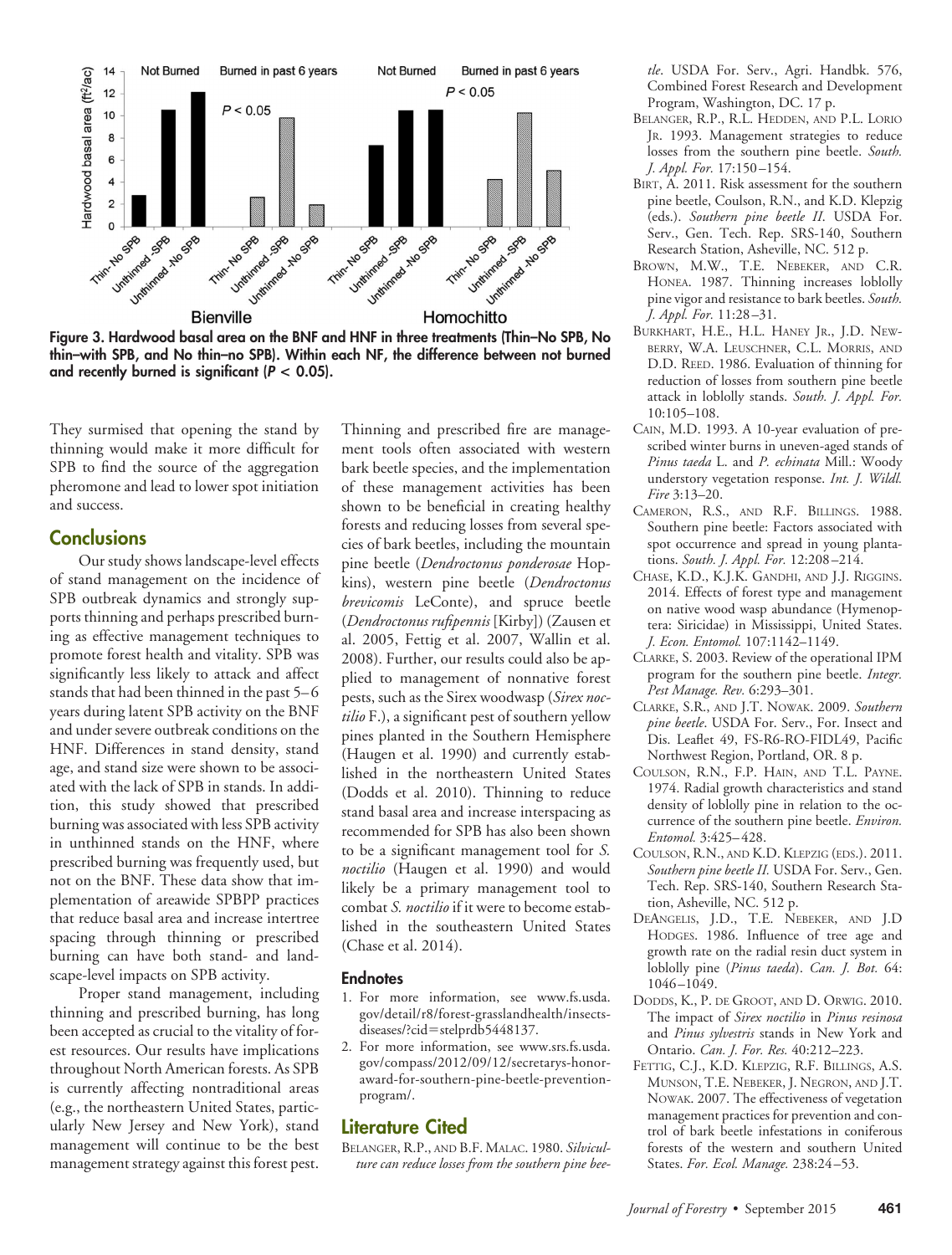Figure 3. Hardwood basal area on the BNF and HNF in three treatments (Thin–No SPB, No thin–with SPB, and No thin–no SPB). Within each NF, the difference between not burned and recently burned is significant ($P < 0.05$).

They surmised that opening the stand by thinning would make it more difficult for SPB to find the source of the aggregation pheromone and lead to lower spot initiation and success.

## Conclusions

Our study shows landscape-level effects of stand management on the incidence of SPB outbreak dynamics and strongly supports thinning and perhaps prescribed burning as effective management techniques to promote forest health and vitality. SPB was significantly less likely to attack and affect stands that had been thinned in the past 5–6 years during latent SPB activity on the BNF and under severe outbreak conditions on the HNF. Differences in stand density, stand age, and stand size were shown to be associated with the lack of SPB in stands. In addition, this study showed that prescribed burning was associated with less SPB activity in unthinned stands on the HNF, where prescribed burning was frequently used, but not on the BNF. These data show that implementation of areawide SPBPP practices that reduce basal area and increase intertree spacing through thinning or prescribed burning can have both stand- and landscape-level impacts on SPB activity.

Proper stand management, including thinning and prescribed burning, has long been accepted as crucial to the vitality of forest resources. Our results have implications throughout North American forests. As SPB is currently affecting nontraditional areas (e.g., the northeastern United States, particularly New Jersey and New York), stand management will continue to be the best management strategy against this forest pest. Thinning and prescribed fire are management tools often associated with western bark beetle species, and the implementation of these management activities has been shown to be beneficial in creating healthy forests and reducing losses from several species of bark beetles, including the mountain pine beetle (*Dendroctonus ponderosae* Hopkins), western pine beetle (*Dendroctonus brevicomis* LeConte), and spruce beetle (*Dendroctonus rufipennis* [Kirby]) (Zausen et al. 2005, Fettig et al. 2007, Wallin et al. 2008). Further, our results could also be applied to management of nonnative forest pests, such as the Sirex woodwasp (*Sirex noctilio* F.), a significant pest of southern yellow pines planted in the Southern Hemisphere (Haugen et al. 1990) and currently established in the northeastern United States (Dodds et al. 2010). Thinning to reduce stand basal area and increase interspacing as recommended for SPB has also been shown to be a significant management tool for *S. noctilio* (Haugen et al. 1990) and would likely be a primary management tool to combat *S. noctilio* if it were to become established in the southeastern United States (Chase et al. 2014).

### Endnotes

1. For more information, see www.fs.usda.gov/detail/r8/forest-grasslandhealth/insects-diseases/?cid=stelprdb5448137.
2. For more information, see www.srs.fs.usda.gov/compass/2012/09/12/secretarys-honor-award-for-southern-pine-beetle-prevention-program/.

## Literature Cited

Belanger, R.P., and B.F. Malac. 1980. *Silviculture can reduce losses from the southern pine beetle*. USDA For. Serv., Agri. Handbk. 576, Combined Forest Research and Development Program, Washington, DC. 17 p.

Belanger, R.P., R.L. Hedden, and P.L. Lorio Jr. 1993. Management strategies to reduce losses from the southern pine beetle. *South. J. Appl. For.* 17:150–154.

Birt, A. 2011. Risk assessment for the southern pine beetle, Coulson, R.N., and K.D. Klepzig (eds.). *Southern pine beetle II*. USDA For. Serv., Gen. Tech. Rep. SRS-140, Southern Research Station, Asheville, NC. 512 p.

Brown, M.W., T.E. Nebeker, and C.R. Honea. 1987. Thinning increases loblolly pine vigor and resistance to bark beetles. *South. J. Appl. For.* 11:28–31.

Burkhart, H.E., H.L. Haney Jr., J.D. Newberry, W.A. Leuschner, C.L. Morris, and D.D. Reed. 1986. Evaluation of thinning for reduction of losses from southern pine beetle attack in loblolly stands. *South. J. Appl. For.* 10:105–108.

Cain, M.D. 1993. A 10-year evaluation of prescribed winter burns in uneven-aged stands of *Pinus taeda* L. and *P. echinata* Mill.: Woody understory vegetation response. *Int. J. Wildl. Fire* 3:13–20.

Cameron, R.S., and R.F. Billings. 1988. Southern pine beetle: Factors associated with spot occurrence and spread in young plantations. *South. J. Appl. For.* 12:208–214.

Chase, K.D., K.J.K. Gandhi, and J.J. Riggins. 2014. Effects of forest type and management on native wood wasp abundance (Hymenoptera: Siricidae) in Mississippi, United States. *J. Econ. Entomol.* 107:1142–1149.

Clarke, S. 2003. Review of the operational IPM program for the southern pine beetle. *Integr. Pest Manage. Rev.* 6:293–301.

Clarke, S.R., and J.T. Nowak. 2009. *Southern pine beetle*. USDA For. Serv., For. Insect and Dis. Leaflet 49, FS-R6-RO-FIDL49, Pacific Northwest Region, Portland, OR. 8 p.

Coulson, R.N., F.P. Hain, and T.L. Payne. 1974. Radial growth characteristics and stand density of loblolly pine in relation to the occurrence of the southern pine beetle. *Environ. Entomol.* 3:425–428.

Coulson, R.N., and K.D. Klepzig (eds.). 2011. *Southern pine beetle II*. USDA For. Serv., Gen. Tech. Rep. SRS-140, Southern Research Station, Asheville, NC. 512 p.

DeAngelis, J.D., T.E. Nebeker, and J.D Hodges. 1986. Influence of tree age and growth rate on the radial resin duct system in loblolly pine (*Pinus taeda*). *Can. J. Bot.* 64: 1046–1049.

Dodds, K., P. de Groot, and D. Orwig. 2010. The impact of *Sirex noctilio* in *Pinus resinosa* and *Pinus sylvestris* stands in New York and Ontario. *Can. J. For. Res.* 40:212–223.

Fettig, C.J., K.D. Klepzig, R.F. Billings, A.S. Munson, T.E. Nebeker, J. Negron, and J.T. Nowak. 2007. The effectiveness of vegetation management practices for prevention and control of bark beetle infestations in coniferous forests of the western and southern United States. *For. Ecol. Manage.* 238:24–53.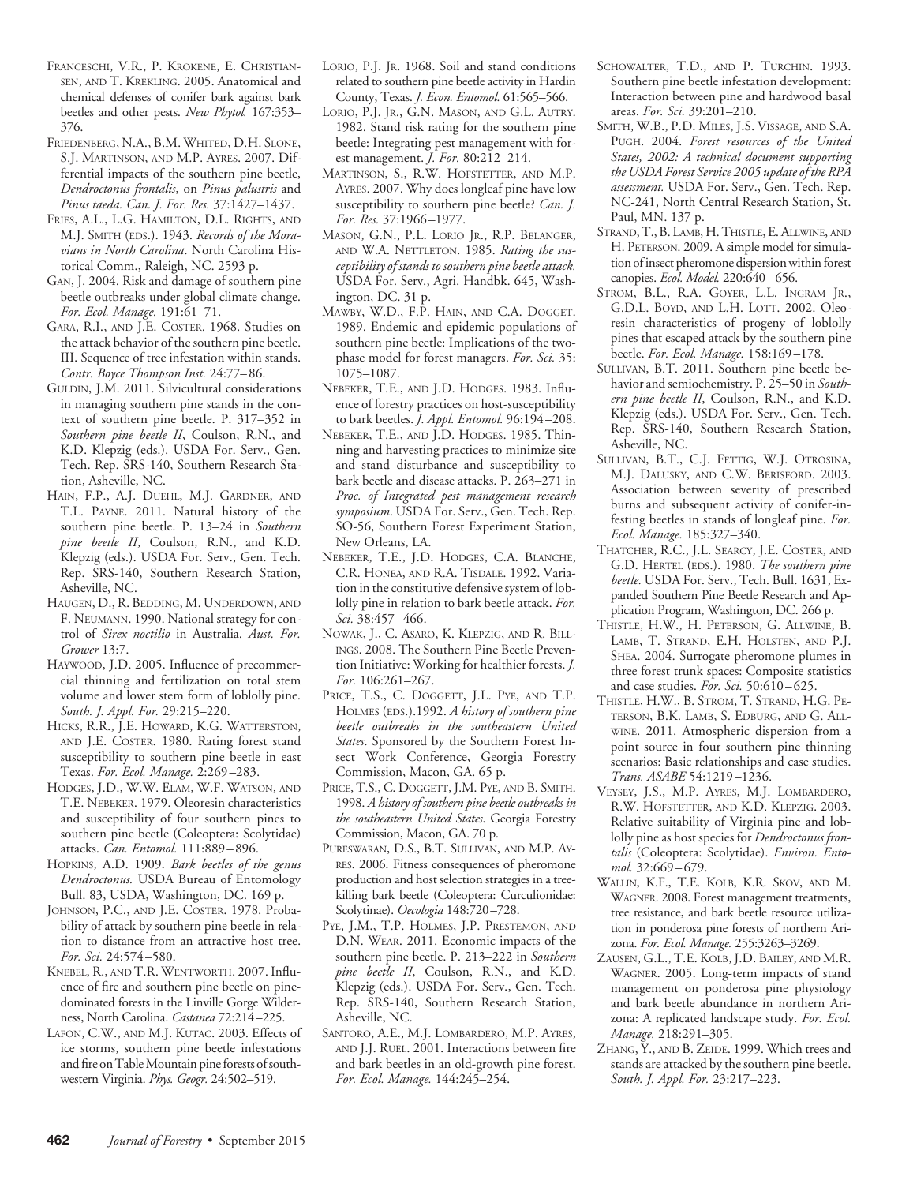Franceschi, V.R., P. Krokene, E. Christiansen, and T. Krekling. 2005. Anatomical and chemical defenses of conifer bark against bark beetles and other pests. *New Phytol.* 167:353–376.

Friedenberg, N.A., B.M. Whited, D.H. Slone, S.J. Martinson, and M.P. Ayres. 2007. Differential impacts of the southern pine beetle, *Dendroctonus frontalis*, on *Pinus palustris* and *Pinus taeda*. *Can. J. For. Res.* 37:1427–1437.

Fries, A.L., L.G. Hamilton, D.L. Rights, and M.J. Smith (eds.). 1943. *Records of the Moravians in North Carolina*. North Carolina Historical Comm., Raleigh, NC. 2593 p.

Gan, J. 2004. Risk and damage of southern pine beetle outbreaks under global climate change. *For. Ecol. Manage.* 191:61–71.

Gara, R.I., and J.E. Coster. 1968. Studies on the attack behavior of the southern pine beetle. III. Sequence of tree infestation within stands. *Contr. Boyce Thompson Inst.* 24:77–86.

Guldin, J.M. 2011. Silvicultural considerations in managing southern pine stands in the context of southern pine beetle. P. 317–352 in *Southern pine beetle II*, Coulson, R.N., and K.D. Klepzig (eds.). USDA For. Serv., Gen. Tech. Rep. SRS-140, Southern Research Station, Asheville, NC.

Hain, F.P., A.J. Duehl, M.J. Gardner, and T.L. Payne. 2011. Natural history of the southern pine beetle. P. 13–24 in *Southern pine beetle II*, Coulson, R.N., and K.D. Klepzig (eds.). USDA For. Serv., Gen. Tech. Rep. SRS-140, Southern Research Station, Asheville, NC.

Haugen, D., R. Bedding, M. Underdown, and F. Neumann. 1990. National strategy for control of *Sirex noctilio* in Australia. *Aust. For. Grower* 13:7.

Haywood, J.D. 2005. Influence of precommercial thinning and fertilization on total stem volume and lower stem form of loblolly pine. *South. J. Appl. For.* 29:215–220.

Hicks, R.R., J.E. Howard, K.G. Watterston, and J.E. Coster. 1980. Rating forest stand susceptibility to southern pine beetle in east Texas. *For. Ecol. Manage.* 2:269–283.

Hodges, J.D., W.W. Elam, W.F. Watson, and T.E. Nebeker. 1979. Oleoresin characteristics and susceptibility of four southern pines to southern pine beetle (Coleoptera: Scolytidae) attacks. *Can. Entomol.* 111:889–896.

Hopkins, A.D. 1909. *Bark beetles of the genus Dendroctonus.* USDA Bureau of Entomology Bull. 83, USDA, Washington, DC. 169 p.

Johnson, P.C., and J.E. Coster. 1978. Probability of attack by southern pine beetle in relation to distance from an attractive host tree. *For. Sci.* 24:574–580.

Knebel, R., and T.R. Wentworth. 2007. Influence of fire and southern pine beetle on pine-dominated forests in the Linville Gorge Wilderness, North Carolina. *Castanea* 72:214–225.

Lafon, C.W., and M.J. Kutac. 2003. Effects of ice storms, southern pine beetle infestations and fire on Table Mountain pine forests of southwestern Virginia. *Phys. Geogr.* 24:502–519.

Lorio, P.J. Jr. 1968. Soil and stand conditions related to southern pine beetle activity in Hardin County, Texas. *J. Econ. Entomol.* 61:565–566.

Lorio, P.J. Jr., G.N. Mason, and G.L. Autry. 1982. Stand risk rating for the southern pine beetle: Integrating pest management with forest management. *J. For.* 80:212–214.

Martinson, S., R.W. Hofstetter, and M.P. Ayres. 2007. Why does longleaf pine have low susceptibility to southern pine beetle? *Can. J. For. Res.* 37:1966–1977.

Mason, G.N., P.L. Lorio Jr., R.P. Belanger, and W.A. Nettleton. 1985. *Rating the susceptibility of stands to southern pine beetle attack.* USDA For. Serv., Agri. Handbk. 645, Washington, DC. 31 p.

Mawby, W.D., F.P. Hain, and C.A. Doggett. 1989. Endemic and epidemic populations of southern pine beetle: Implications of the two-phase model for forest managers. *For. Sci.* 35: 1075–1087.

Nebeker, T.E., and J.D. Hodges. 1983. Influence of forestry practices on host-susceptibility to bark beetles. *J. Appl. Entomol.* 96:194–208.

Nebeker, T.E., and J.D. Hodges. 1985. Thinning and harvesting practices to minimize site and stand disturbance and susceptibility to bark beetle and disease attacks. P. 263–271 in *Proc. of Integrated pest management research symposium*. USDA For. Serv., Gen. Tech. Rep. SO-56, Southern Forest Experiment Station, New Orleans, LA.

Nebeker, T.E., J.D. Hodges, C.A. Blanche, C.R. Honea, and R.A. Tisdale. 1992. Variation in the constitutive defensive system of loblolly pine in relation to bark beetle attack. *For. Sci.* 38:457–466.

Nowak, J., C. Asaro, K. Klepzig, and R. Billings. 2008. The Southern Pine Beetle Prevention Initiative: Working for healthier forests. *J. For.* 106:261–267.

Price, T.S., C. Doggett, J.L. Pye, and T.P. Holmes (eds.).1992. *A history of southern pine beetle outbreaks in the southeastern United States*. Sponsored by the Southern Forest Insect Work Conference, Georgia Forestry Commission, Macon, GA. 65 p.

Price, T.S., C. Doggett, J.M. Pye, and B. Smith. 1998. *A history of southern pine beetle outbreaks in the southeastern United States*. Georgia Forestry Commission, Macon, GA. 70 p.

Pureswaran, D.S., B.T. Sullivan, and M.P. Ayres. 2006. Fitness consequences of pheromone production and host selection strategies in a tree-killing bark beetle (Coleoptera: Curculionidae: Scolytinae). *Oecologia* 148:720–728.

Pye, J.M., T.P. Holmes, J.P. Prestemon, and D.N. Wear. 2011. Economic impacts of the southern pine beetle. P. 213–222 in *Southern pine beetle II*, Coulson, R.N., and K.D. Klepzig (eds.). USDA For. Serv., Gen. Tech. Rep. SRS-140, Southern Research Station, Asheville, NC.

Santoro, A.E., M.J. Lombardero, M.P. Ayres, and J.J. Ruel. 2001. Interactions between fire and bark beetles in an old-growth pine forest. *For. Ecol. Manage.* 144:245–254.

Schowalter, T.D., and P. Turchin. 1993. Southern pine beetle infestation development: Interaction between pine and hardwood basal areas. *For. Sci.* 39:201–210.

Smith, W.B., P.D. Miles, J.S. Vissage, and S.A. Pugh. 2004. *Forest resources of the United States, 2002: A technical document supporting the USDA Forest Service 2005 update of the RPA assessment.* USDA For. Serv., Gen. Tech. Rep. NC-241, North Central Research Station, St. Paul, MN. 137 p.

Strand, T., B. Lamb, H. Thistle, E. Allwine, and H. Peterson. 2009. A simple model for simulation of insect pheromone dispersion within forest canopies. *Ecol. Model.* 220:640–656.

Strom, B.L., R.A. Goyer, L.L. Ingram Jr., G.D.L. Boyd, and L.H. Lott. 2002. Oleoresin characteristics of progeny of loblolly pines that escaped attack by the southern pine beetle. *For. Ecol. Manage.* 158:169–178.

Sullivan, B.T. 2011. Southern pine beetle behavior and semiochemistry. P. 25–50 in *Southern pine beetle II*, Coulson, R.N., and K.D. Klepzig (eds.). USDA For. Serv., Gen. Tech. Rep. SRS-140, Southern Research Station, Asheville, NC.

Sullivan, B.T., C.J. Fettig, W.J. Otrosina, M.J. Dalusky, and C.W. Berisford. 2003. Association between severity of prescribed burns and subsequent activity of conifer-infesting beetles in stands of longleaf pine. *For. Ecol. Manage.* 185:327–340.

Thatcher, R.C., J.L. Searcy, J.E. Coster, and G.D. Hertel (eds.). 1980. *The southern pine beetle.* USDA For. Serv., Tech. Bull. 1631, Expanded Southern Pine Beetle Research and Application Program, Washington, DC. 266 p.

Thistle, H.W., H. Peterson, G. Allwine, B. Lamb, T. Strand, E.H. Holsten, and P.J. Shea. 2004. Surrogate pheromone plumes in three forest trunk spaces: Composite statistics and case studies. *For. Sci.* 50:610–625.

Thistle, H.W., B. Strom, T. Strand, H.G. Peterson, B.K. Lamb, S. Edburg, and G. Allwine. 2011. Atmospheric dispersion from a point source in four southern pine thinning scenarios: Basic relationships and case studies. *Trans. ASABE* 54:1219–1236.

Veysey, J.S., M.P. Ayres, M.J. Lombardero, R.W. Hofstetter, and K.D. Klepzig. 2003. Relative suitability of Virginia pine and loblolly pine as host species for *Dendroctonus frontalis* (Coleoptera: Scolytidae). *Environ. Entomol.* 32:669–679.

Wallin, K.F., T.E. Kolb, K.R. Skov, and M. Wagner. 2008. Forest management treatments, tree resistance, and bark beetle resource utilization in ponderosa pine forests of northern Arizona. *For. Ecol. Manage.* 255:3263–3269.

Zausen, G.L., T.E. Kolb, J.D. Bailey, and M.R. Wagner. 2005. Long-term impacts of stand management on ponderosa pine physiology and bark beetle abundance in northern Arizona: A replicated landscape study. *For. Ecol. Manage.* 218:291–305.

Zhang, Y., and B. Zeide. 1999. Which trees and stands are attacked by the southern pine beetle. *South. J. Appl. For.* 23:217–223.